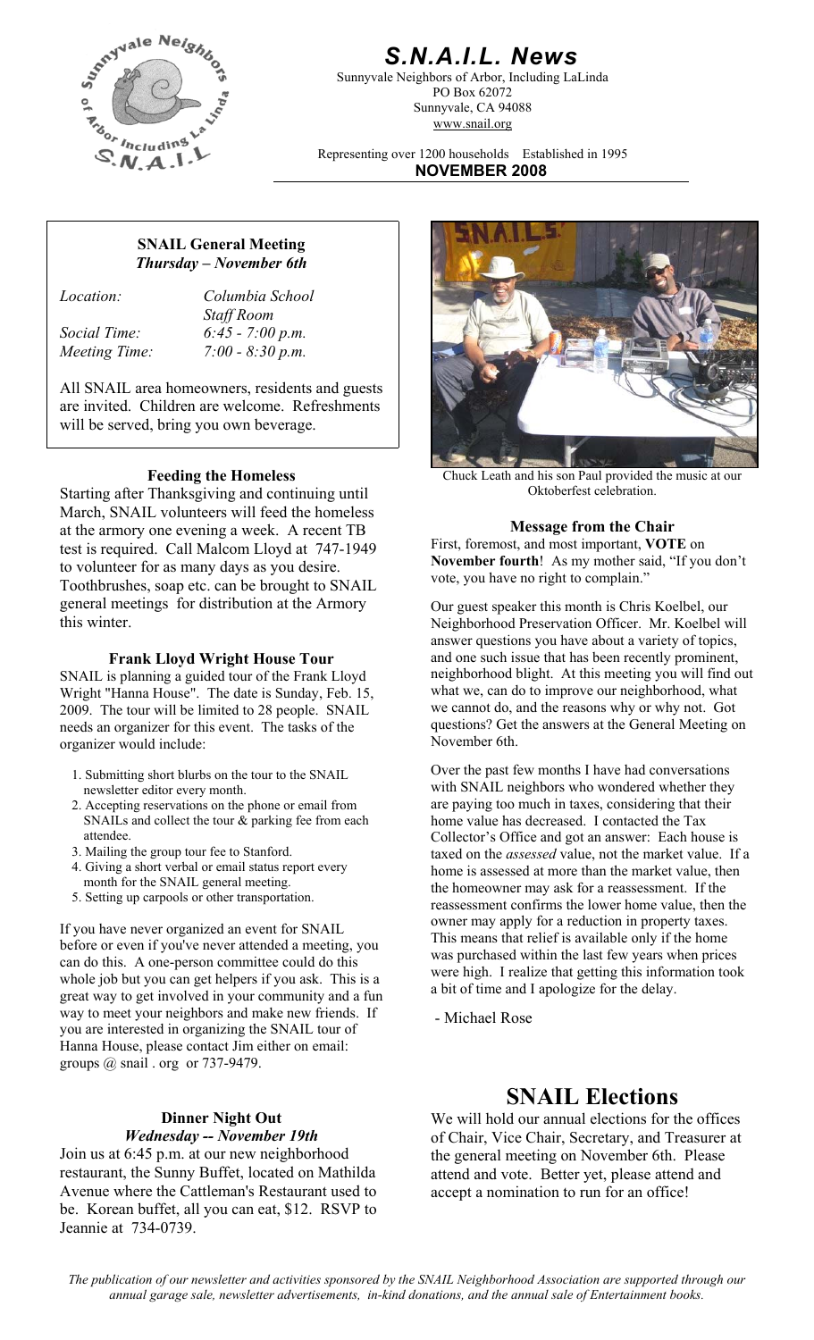# S.N.A.I.L. News

Sunnyvale Neighbors of Arbor, Including LaLinda
PO Box 62072
Sunnyvale, CA 94088
www.snail.org

Representing over 1200 households Established in 1995

**NOVEMBER 2008**

### SNAIL General Meeting
***Thursday – November 6th***

| | |
|---|---|
| *Location:* | *Columbia School Staff Room* |
| *Social Time:* | *6:45 - 7:00 p.m.* |
| *Meeting Time:* | *7:00 - 8:30 p.m.* |

All SNAIL area homeowners, residents and guests are invited. Children are welcome. Refreshments will be served, bring you own beverage.

### Feeding the Homeless

Starting after Thanksgiving and continuing until March, SNAIL volunteers will feed the homeless at the armory one evening a week. A recent TB test is required. Call Malcom Lloyd at 747-1949 to volunteer for as many days as you desire. Toothbrushes, soap etc. can be brought to SNAIL general meetings for distribution at the Armory this winter.

### Frank Lloyd Wright House Tour

SNAIL is planning a guided tour of the Frank Lloyd Wright "Hanna House". The date is Sunday, Feb. 15, 2009. The tour will be limited to 28 people. SNAIL needs an organizer for this event. The tasks of the organizer would include:

1. Submitting short blurbs on the tour to the SNAIL newsletter editor every month.
2. Accepting reservations on the phone or email from SNAILs and collect the tour & parking fee from each attendee.
3. Mailing the group tour fee to Stanford.
4. Giving a short verbal or email status report every month for the SNAIL general meeting.
5. Setting up carpools or other transportation.

If you have never organized an event for SNAIL before or even if you've never attended a meeting, you can do this. A one-person committee could do this whole job but you can get helpers if you ask. This is a great way to get involved in your community and a fun way to meet your neighbors and make new friends. If you are interested in organizing the SNAIL tour of Hanna House, please contact Jim either on email: groups @ snail . org or 737-9479.

### Dinner Night Out
***Wednesday -- November 19th***

Join us at 6:45 p.m. at our new neighborhood restaurant, the Sunny Buffet, located on Mathilda Avenue where the Cattleman's Restaurant used to be. Korean buffet, all you can eat, $12. RSVP to Jeannie at 734-0739.

Chuck Leath and his son Paul provided the music at our Oktoberfest celebration.

### Message from the Chair

First, foremost, and most important, **VOTE** on **November fourth**! As my mother said, "If you don't vote, you have no right to complain."

Our guest speaker this month is Chris Koelbel, our Neighborhood Preservation Officer. Mr. Koelbel will answer questions you have about a variety of topics, and one such issue that has been recently prominent, neighborhood blight. At this meeting you will find out what we, can do to improve our neighborhood, what we cannot do, and the reasons why or why not. Got questions? Get the answers at the General Meeting on November 6th.

Over the past few months I have had conversations with SNAIL neighbors who wondered whether they are paying too much in taxes, considering that their home value has decreased. I contacted the Tax Collector's Office and got an answer: Each house is taxed on the *assessed* value, not the market value. If a home is assessed at more than the market value, then the homeowner may ask for a reassessment. If the reassessment confirms the lower home value, then the owner may apply for a reduction in property taxes. This means that relief is available only if the home was purchased within the last few years when prices were high. I realize that getting this information took a bit of time and I apologize for the delay.

- Michael Rose

## SNAIL Elections

We will hold our annual elections for the offices of Chair, Vice Chair, Secretary, and Treasurer at the general meeting on November 6th. Please attend and vote. Better yet, please attend and accept a nomination to run for an office!

*The publication of our newsletter and activities sponsored by the SNAIL Neighborhood Association are supported through our annual garage sale, newsletter advertisements, in-kind donations, and the annual sale of Entertainment books.*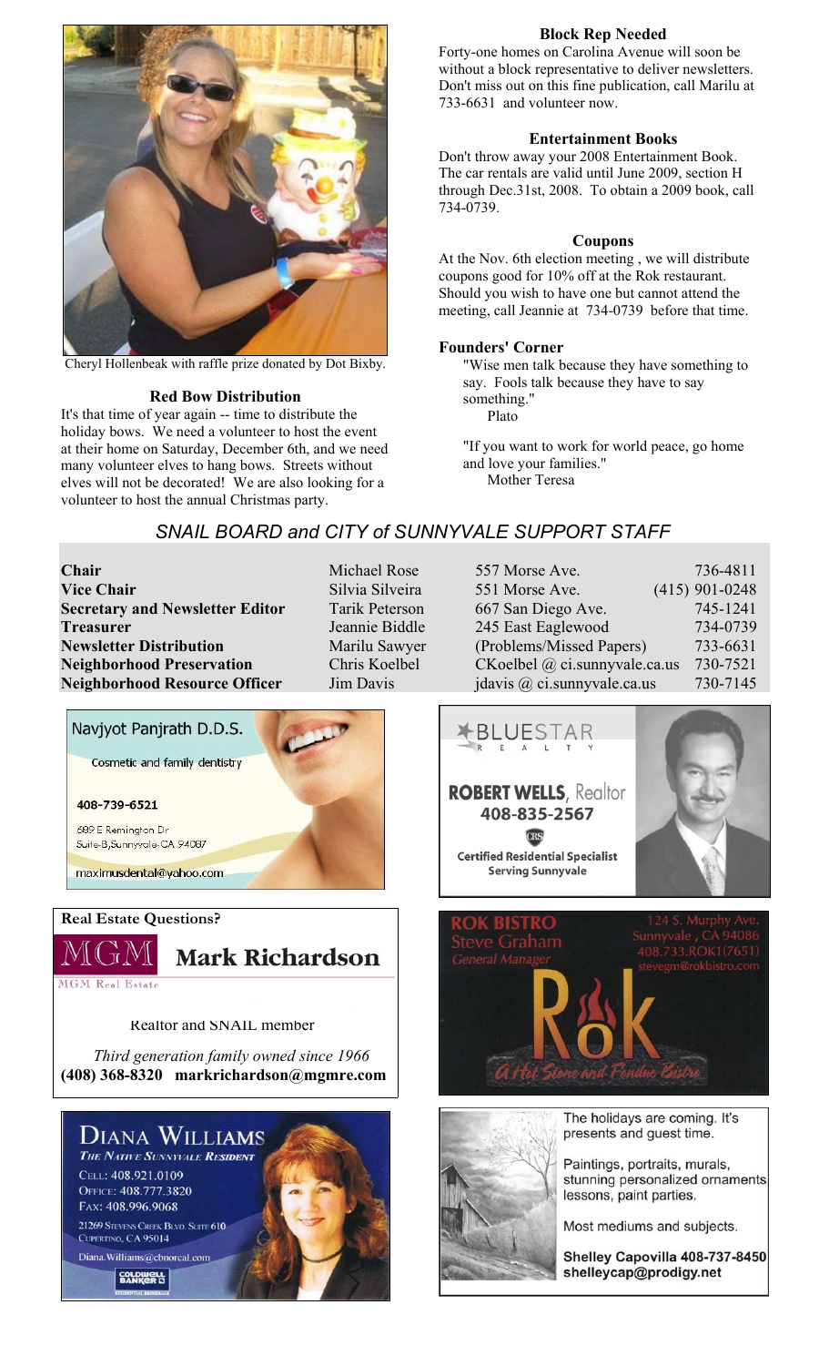Cheryl Hollenbeak with raffle prize donated by Dot Bixby.

### Red Bow Distribution

It's that time of year again -- time to distribute the holiday bows. We need a volunteer to host the event at their home on Saturday, December 6th, and we need many volunteer elves to hang bows. Streets without elves will not be decorated! We are also looking for a volunteer to host the annual Christmas party.

### Block Rep Needed

Forty-one homes on Carolina Avenue will soon be without a block representative to deliver newsletters. Don't miss out on this fine publication, call Marilu at 733-6631 and volunteer now.

### Entertainment Books

Don't throw away your 2008 Entertainment Book. The car rentals are valid until June 2009, section H through Dec.31st, 2008. To obtain a 2009 book, call 734-0739.

### Coupons

At the Nov. 6th election meeting , we will distribute coupons good for 10% off at the Rok restaurant. Should you wish to have one but cannot attend the meeting, call Jeannie at 734-0739 before that time.

### Founders' Corner

"Wise men talk because they have something to say. Fools talk because they have to say something."
Plato

"If you want to work for world peace, go home and love your families."
Mother Teresa

## *SNAIL BOARD and CITY of SUNNYVALE SUPPORT STAFF*

| | | | |
|---|---|---|---|
| **Chair** | Michael Rose | 557 Morse Ave. | 736-4811 |
| **Vice Chair** | Silvia Silveira | 551 Morse Ave. | (415) 901-0248 |
| **Secretary and Newsletter Editor** | Tarik Peterson | 667 San Diego Ave. | 745-1241 |
| **Treasurer** | Jeannie Biddle | 245 East Eaglewood | 734-0739 |
| **Newsletter Distribution** | Marilu Sawyer | (Problems/Missed Papers) | 733-6631 |
| **Neighborhood Preservation** | Chris Koelbel | CKoelbel @ ci.sunnyvale.ca.us | 730-7521 |
| **Neighborhood Resource Officer** | Jim Davis | jdavis @ ci.sunnyvale.ca.us | 730-7145 |

Navjyot Panjrath D.D.S.
Cosmetic and family dentistry
408-739-6521
689 E Remington Dr
Suite-B,Sunnyvale-CA 94087
maximusdental@yahoo.com

BLUESTAR REALTY
**ROBERT WELLS**, Realtor
**408-835-2567**
CRS
**Certified Residential Specialist**
**Serving Sunnyvale**

**Real Estate Questions?**
MGM **Mark Richardson**
MGM Real Estate
Realtor and SNAIL member
*Third generation family owned since 1966*
**(408) 368-8320 markrichardson@mgmre.com**

ROK BISTRO
Steve Graham
General Manager
124 S. Murphy Ave.
Sunnyvale , CA 94086
408.733.ROK1(7651)
stevegm@rokbistro.com
Rok
*A Hot Stone and Fondue Bistro*

DIANA WILLIAMS
*THE NATIVE SUNNYVALE RESIDENT*
CELL: 408.921.0109
OFFICE: 408.777.3820
FAX: 408.996.9068
21269 STEVENS CREEK BLVD. SUITE 610
CUPERTINO, CA 95014
Diana.Williams@cbnorcal.com
COLDWELL BANKER

The holidays are coming. It's presents and guest time.

Paintings, portraits, murals, stunning personalized ornaments, lessons, paint parties.

Most mediums and subjects.

**Shelley Capovilla 408-737-8450**
**shelleycap@prodigy.net**